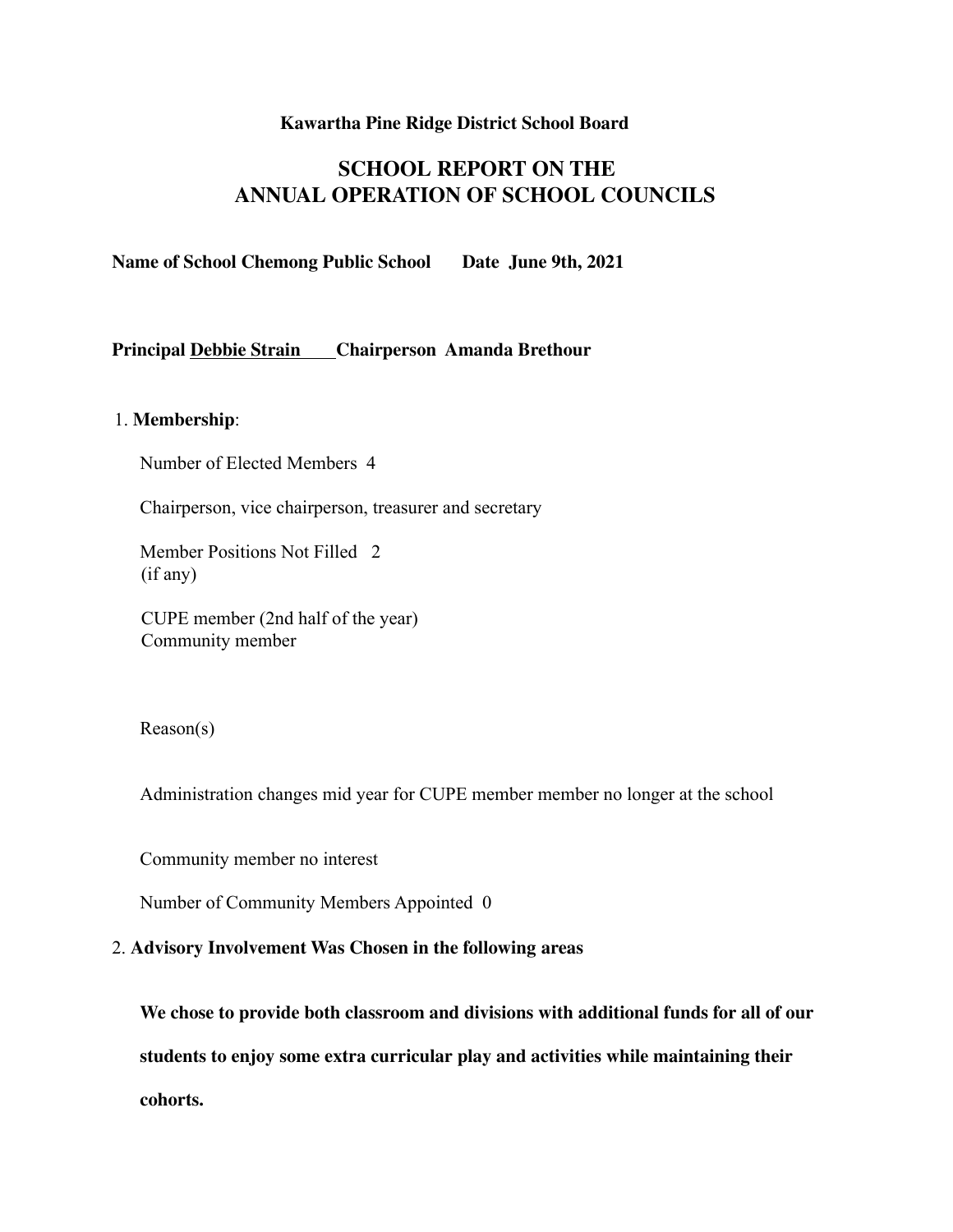**Kawartha Pine Ridge District School Board**

# SCHOOL REPORT ON THE ANNUAL OPERATION OF SCHOOL COUNCILS

**Name of School Chemong Public School    Date June 9th, 2021**

**Principal Debbie Strain    Chairperson Amanda Brethour**

1. **Membership**:

   Number of Elected Members 4

   Chairperson, vice chairperson, treasurer and secretary

   Member Positions Not Filled 2
   (if any)

   CUPE member (2nd half of the year)
   Community member

   Reason(s)

   Administration changes mid year for CUPE member member no longer at the school

   Community member no interest

   Number of Community Members Appointed 0

2. **Advisory Involvement Was Chosen in the following areas**

   **We chose to provide both classroom and divisions with additional funds for all of our students to enjoy some extra curricular play and activities while maintaining their cohorts.**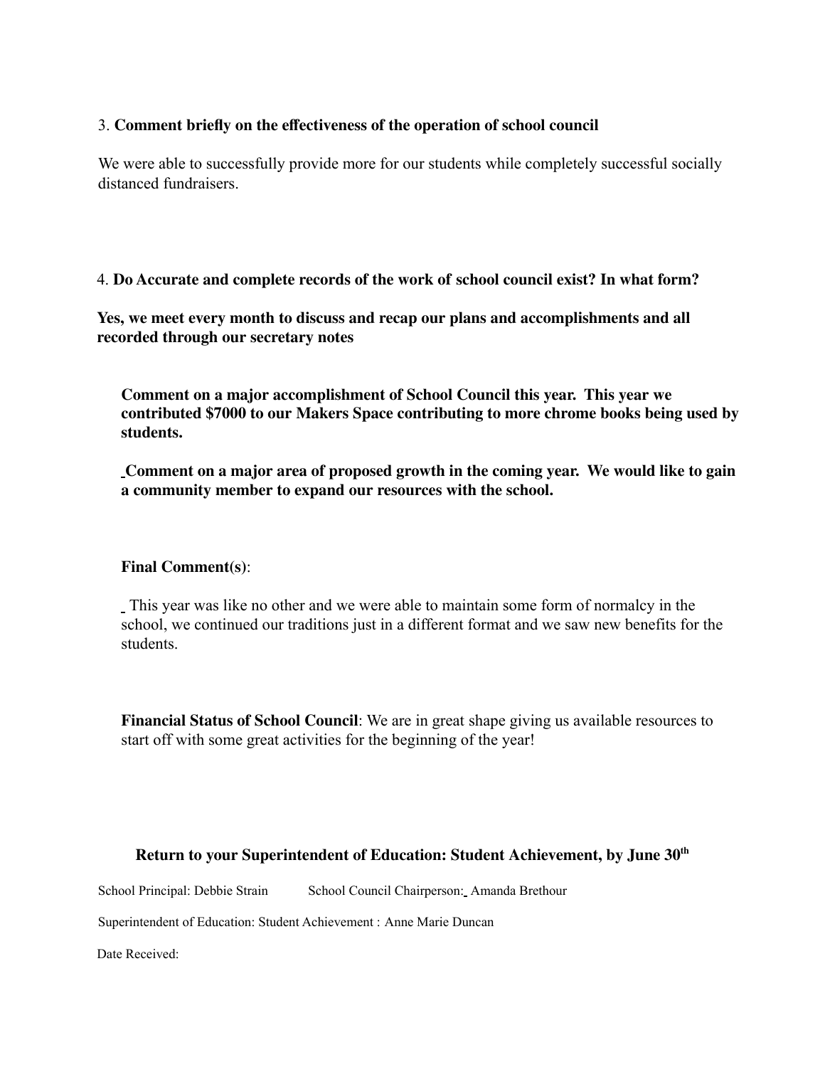3. **Comment briefly on the effectiveness of the operation of school council**

We were able to successfully provide more for our students while completely successful socially distanced fundraisers.

4. **Do Accurate and complete records of the work of school council exist? In what form?**

**Yes, we meet every month to discuss and recap our plans and accomplishments and all recorded through our secretary notes**

**Comment on a major accomplishment of School Council this year. This year we contributed $7000 to our Makers Space contributing to more chrome books being used by students.**

**Comment on a major area of proposed growth in the coming year. We would like to gain a community member to expand our resources with the school.**

**Final Comment(s)**:

This year was like no other and we were able to maintain some form of normalcy in the school, we continued our traditions just in a different format and we saw new benefits for the students.

**Financial Status of School Council**: We are in great shape giving us available resources to start off with some great activities for the beginning of the year!

**Return to your Superintendent of Education: Student Achievement, by June 30th**

School Principal: Debbie Strain School Council Chairperson: Amanda Brethour

Superintendent of Education: Student Achievement : Anne Marie Duncan

Date Received: